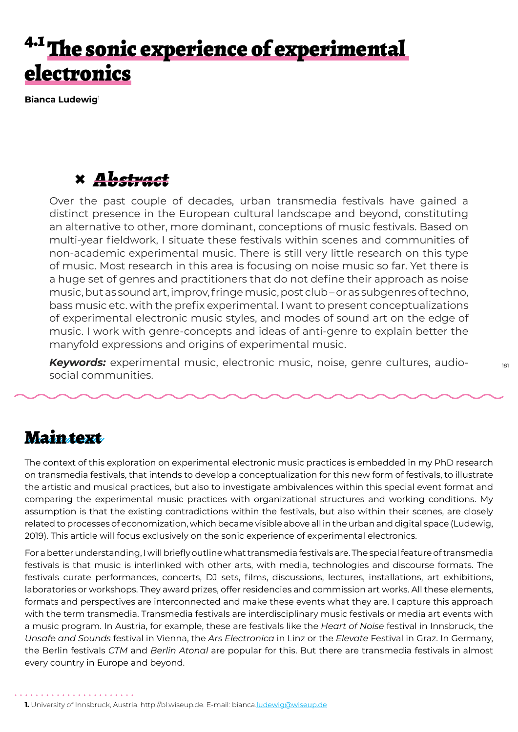# 4.1 The sonic experience of experimental electronics

**Bianca Ludewig**[1]

## Abstract

Over the past couple of decades, urban transmedia festivals have gained a distinct presence in the European cultural landscape and beyond, constituting an alternative to other, more dominant, conceptions of music festivals. Based on multi-year fieldwork, I situate these festivals within scenes and communities of non-academic experimental music. There is still very little research on this type of music. Most research in this area is focusing on noise music so far. Yet there is a huge set of genres and practitioners that do not define their approach as noise music, but as sound art, improv, fringe music, post club – or as subgenres of techno, bass music etc. with the prefix experimental. I want to present conceptualizations of experimental electronic music styles, and modes of sound art on the edge of music. I work with genre-concepts and ideas of anti-genre to explain better the manyfold expressions and origins of experimental music.

***Keywords:*** experimental music, electronic music, noise, genre cultures, audio-social communities.

## Main text

The context of this exploration on experimental electronic music practices is embedded in my PhD research on transmedia festivals, that intends to develop a conceptualization for this new form of festivals, to illustrate the artistic and musical practices, but also to investigate ambivalences within this special event format and comparing the experimental music practices with organizational structures and working conditions. My assumption is that the existing contradictions within the festivals, but also within their scenes, are closely related to processes of economization, which became visible above all in the urban and digital space (Ludewig, 2019). This article will focus exclusively on the sonic experience of experimental electronics.

For a better understanding, I will briefly outline what transmedia festivals are. The special feature of transmedia festivals is that music is interlinked with other arts, with media, technologies and discourse formats. The festivals curate performances, concerts, DJ sets, films, discussions, lectures, installations, art exhibitions, laboratories or workshops. They award prizes, offer residencies and commission art works. All these elements, formats and perspectives are interconnected and make these events what they are. I capture this approach with the term transmedia. Transmedia festivals are interdisciplinary music festivals or media art events with a music program. In Austria, for example, these are festivals like the *Heart of Noise* festival in Innsbruck, the *Unsafe and Sounds* festival in Vienna, the *Ars Electronica* in Linz or the *Elevate* Festival in Graz. In Germany, the Berlin festivals *CTM* and *Berlin Atonal* are popular for this. But there are transmedia festivals in almost every country in Europe and beyond.

---

1. University of Innsbruck, Austria. http://bl.wiseup.de. E-mail: bianca.ludewig@wiseup.de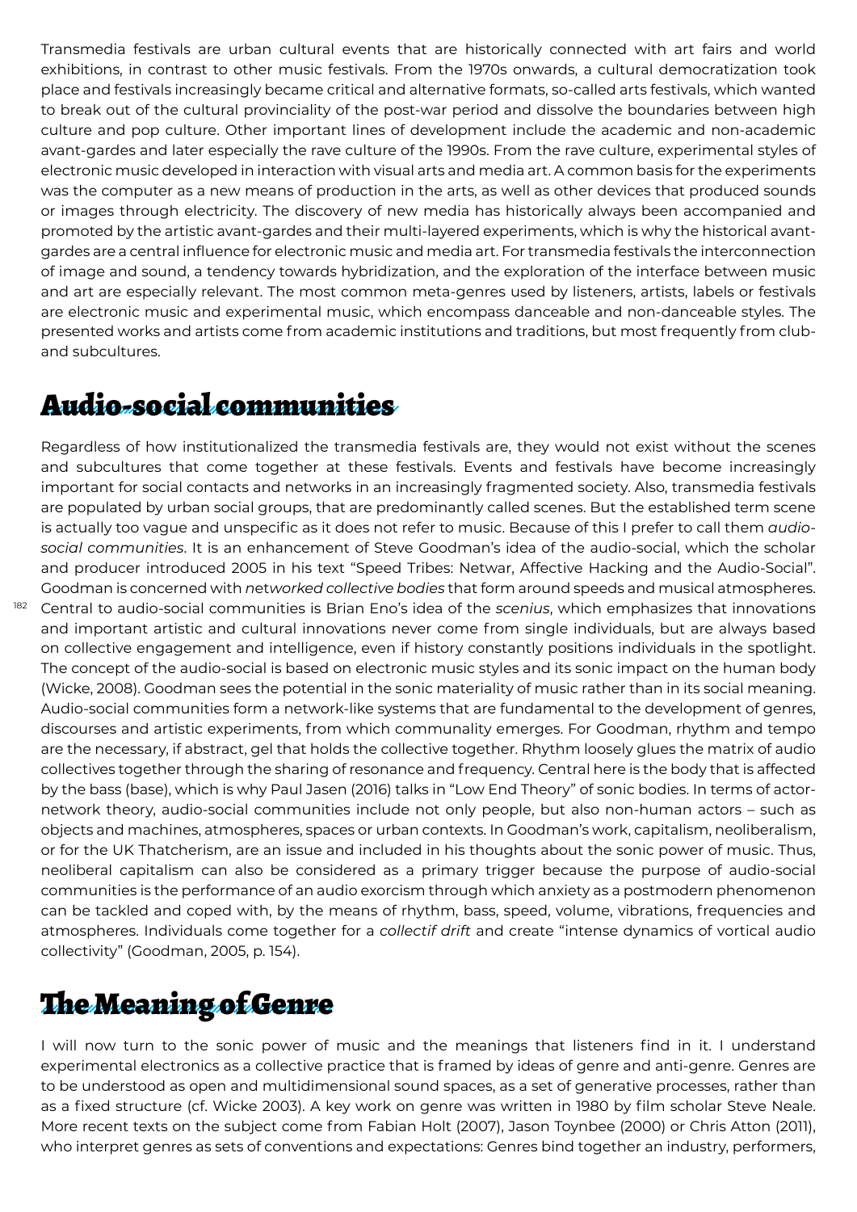Transmedia festivals are urban cultural events that are historically connected with art fairs and world exhibitions, in contrast to other music festivals. From the 1970s onwards, a cultural democratization took place and festivals increasingly became critical and alternative formats, so-called arts festivals, which wanted to break out of the cultural provinciality of the post-war period and dissolve the boundaries between high culture and pop culture. Other important lines of development include the academic and non-academic avant-gardes and later especially the rave culture of the 1990s. From the rave culture, experimental styles of electronic music developed in interaction with visual arts and media art. A common basis for the experiments was the computer as a new means of production in the arts, as well as other devices that produced sounds or images through electricity. The discovery of new media has historically always been accompanied and promoted by the artistic avant-gardes and their multi-layered experiments, which is why the historical avant-gardes are a central influence for electronic music and media art. For transmedia festivals the interconnection of image and sound, a tendency towards hybridization, and the exploration of the interface between music and art are especially relevant. The most common meta-genres used by listeners, artists, labels or festivals are electronic music and experimental music, which encompass danceable and non-danceable styles. The presented works and artists come from academic institutions and traditions, but most frequently from club- and subcultures.

## Audio-social communities

Regardless of how institutionalized the transmedia festivals are, they would not exist without the scenes and subcultures that come together at these festivals. Events and festivals have become increasingly important for social contacts and networks in an increasingly fragmented society. Also, transmedia festivals are populated by urban social groups, that are predominantly called scenes. But the established term scene is actually too vague and unspecific as it does not refer to music. Because of this I prefer to call them *audio-social communities*. It is an enhancement of Steve Goodman's idea of the audio-social, which the scholar and producer introduced 2005 in his text "Speed Tribes: Netwar, Affective Hacking and the Audio-Social". Goodman is concerned with *networked collective bodies* that form around speeds and musical atmospheres. Central to audio-social communities is Brian Eno's idea of the *scenius*, which emphasizes that innovations and important artistic and cultural innovations never come from single individuals, but are always based on collective engagement and intelligence, even if history constantly positions individuals in the spotlight. The concept of the audio-social is based on electronic music styles and its sonic impact on the human body (Wicke, 2008). Goodman sees the potential in the sonic materiality of music rather than in its social meaning. Audio-social communities form a network-like systems that are fundamental to the development of genres, discourses and artistic experiments, from which communality emerges. For Goodman, rhythm and tempo are the necessary, if abstract, gel that holds the collective together. Rhythm loosely glues the matrix of audio collectives together through the sharing of resonance and frequency. Central here is the body that is affected by the bass (base), which is why Paul Jasen (2016) talks in "Low End Theory" of sonic bodies. In terms of actor-network theory, audio-social communities include not only people, but also non-human actors – such as objects and machines, atmospheres, spaces or urban contexts. In Goodman's work, capitalism, neoliberalism, or for the UK Thatcherism, are an issue and included in his thoughts about the sonic power of music. Thus, neoliberal capitalism can also be considered as a primary trigger because the purpose of audio-social communities is the performance of an audio exorcism through which anxiety as a postmodern phenomenon can be tackled and coped with, by the means of rhythm, bass, speed, volume, vibrations, frequencies and atmospheres. Individuals come together for a *collectif drift* and create "intense dynamics of vortical audio collectivity" (Goodman, 2005, p. 154).

## The Meaning of Genre

I will now turn to the sonic power of music and the meanings that listeners find in it. I understand experimental electronics as a collective practice that is framed by ideas of genre and anti-genre. Genres are to be understood as open and multidimensional sound spaces, as a set of generative processes, rather than as a fixed structure (cf. Wicke 2003). A key work on genre was written in 1980 by film scholar Steve Neale. More recent texts on the subject come from Fabian Holt (2007), Jason Toynbee (2000) or Chris Atton (2011), who interpret genres as sets of conventions and expectations: Genres bind together an industry, performers,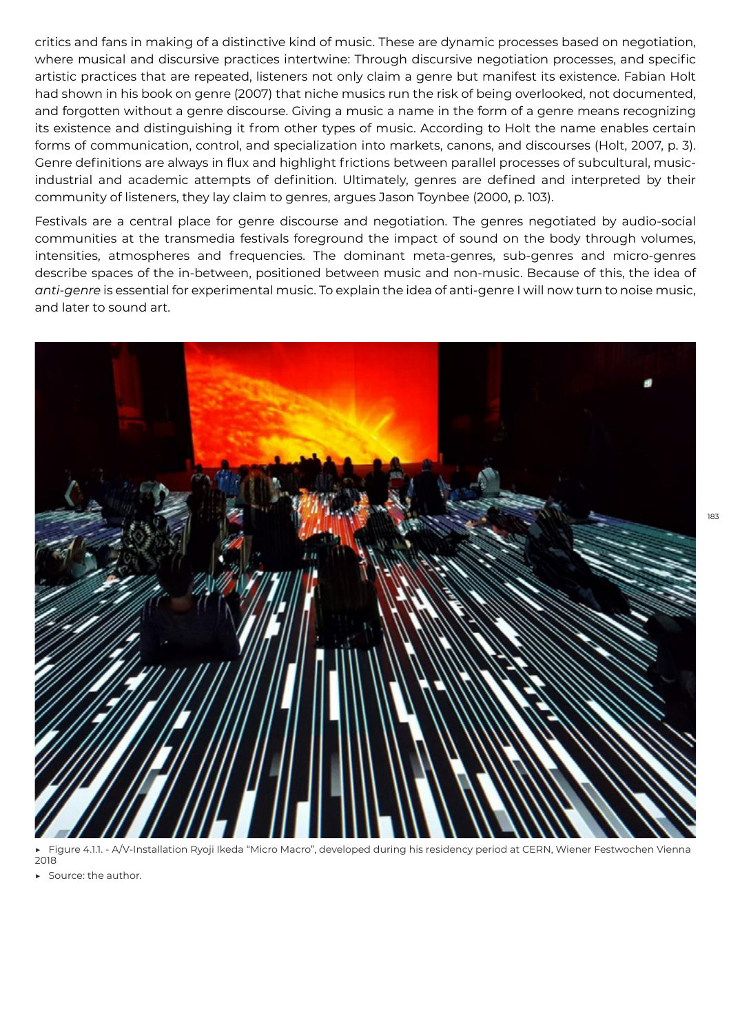critics and fans in making of a distinctive kind of music. These are dynamic processes based on negotiation, where musical and discursive practices intertwine: Through discursive negotiation processes, and specific artistic practices that are repeated, listeners not only claim a genre but manifest its existence. Fabian Holt had shown in his book on genre (2007) that niche musics run the risk of being overlooked, not documented, and forgotten without a genre discourse. Giving a music a name in the form of a genre means recognizing its existence and distinguishing it from other types of music. According to Holt the name enables certain forms of communication, control, and specialization into markets, canons, and discourses (Holt, 2007, p. 3). Genre definitions are always in flux and highlight frictions between parallel processes of subcultural, music-industrial and academic attempts of definition. Ultimately, genres are defined and interpreted by their community of listeners, they lay claim to genres, argues Jason Toynbee (2000, p. 103).

Festivals are a central place for genre discourse and negotiation. The genres negotiated by audio-social communities at the transmedia festivals foreground the impact of sound on the body through volumes, intensities, atmospheres and frequencies. The dominant meta-genres, sub-genres and micro-genres describe spaces of the in-between, positioned between music and non-music. Because of this, the idea of *anti-genre* is essential for experimental music. To explain the idea of anti-genre I will now turn to noise music, and later to sound art.

▸ Figure 4.1.1. - A/V-Installation Ryoji Ikeda “Micro Macro”, developed during his residency period at CERN, Wiener Festwochen Vienna 2018

▸ Source: the author.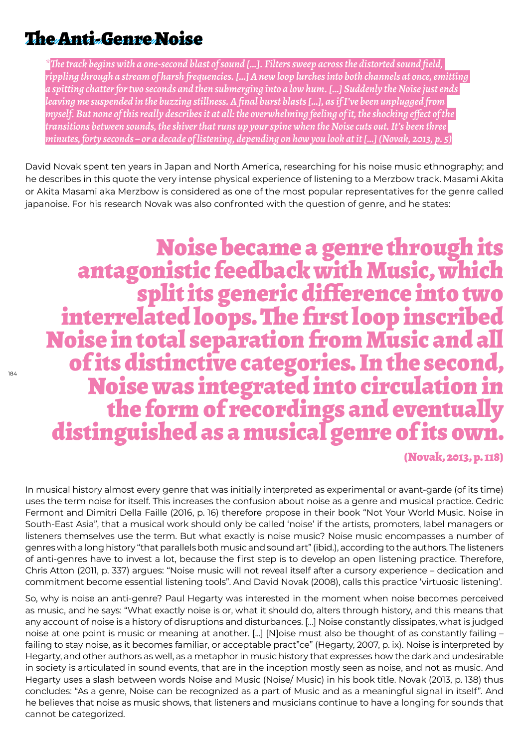# The Anti-Genre Noise

> *"The track begins with a one-second blast of sound [...]. Filters sweep across the distorted sound field, rippling through a stream of harsh frequencies. [...] A new loop lurches into both channels at once, emitting a spitting chatter for two seconds and then submerging into a low hum. [...] Suddenly the Noise just ends leaving me suspended in the buzzing stillness. A final burst blasts [...], as if I've been unplugged from myself. But none of this really describes it at all: the overwhelming feeling of it, the shocking effect of the transitions between sounds, the shiver that runs up your spine when the Noise cuts out. It's been three minutes, forty seconds – or a decade of listening, depending on how you look at it [...] (Novak, 2013, p. 5)*

David Novak spent ten years in Japan and North America, researching for his noise music ethnography; and he describes in this quote the very intense physical experience of listening to a Merzbow track. Masami Akita or Akita Masami aka Merzbow is considered as one of the most popular representatives for the genre called japanoise. For his research Novak was also confronted with the question of genre, and he states:

> **Noise became a genre through its antagonistic feedback with Music, which split its generic difference into two interrelated loops. The first loop inscribed Noise in total separation from Music and all of its distinctive categories. In the second, Noise was integrated into circulation in the form of recordings and eventually distinguished as a musical genre of its own.**
>
> **(Novak, 2013, p. 118)**

In musical history almost every genre that was initially interpreted as experimental or avant-garde (of its time) uses the term noise for itself. This increases the confusion about noise as a genre and musical practice. Cedric Fermont and Dimitri Della Faille (2016, p. 16) therefore propose in their book "Not Your World Music. Noise in South-East Asia", that a musical work should only be called 'noise' if the artists, promoters, label managers or listeners themselves use the term. But what exactly is noise music? Noise music encompasses a number of genres with a long history "that parallels both music and sound art" (ibid.), according to the authors. The listeners of anti-genres have to invest a lot, because the first step is to develop an open listening practice. Therefore, Chris Atton (2011, p. 337) argues: "Noise music will not reveal itself after a cursory experience – dedication and commitment become essential listening tools". And David Novak (2008), calls this practice 'virtuosic listening'.

So, why is noise an anti-genre? Paul Hegarty was interested in the moment when noise becomes perceived as music, and he says: "What exactly noise is or, what it should do, alters through history, and this means that any account of noise is a history of disruptions and disturbances. [...] Noise constantly dissipates, what is judged noise at one point is music or meaning at another. [...] [N]oise must also be thought of as constantly failing – failing to stay noise, as it becomes familiar, or acceptable pract"ce" (Hegarty, 2007, p. ix). Noise is interpreted by Hegarty, and other authors as well, as a metaphor in music history that expresses how the dark and undesirable in society is articulated in sound events, that are in the inception mostly seen as noise, and not as music. And Hegarty uses a slash between words Noise and Music (Noise/ Music) in his book title. Novak (2013, p. 138) thus concludes: "As a genre, Noise can be recognized as a part of Music and as a meaningful signal in itself". And he believes that noise as music shows, that listeners and musicians continue to have a longing for sounds that cannot be categorized.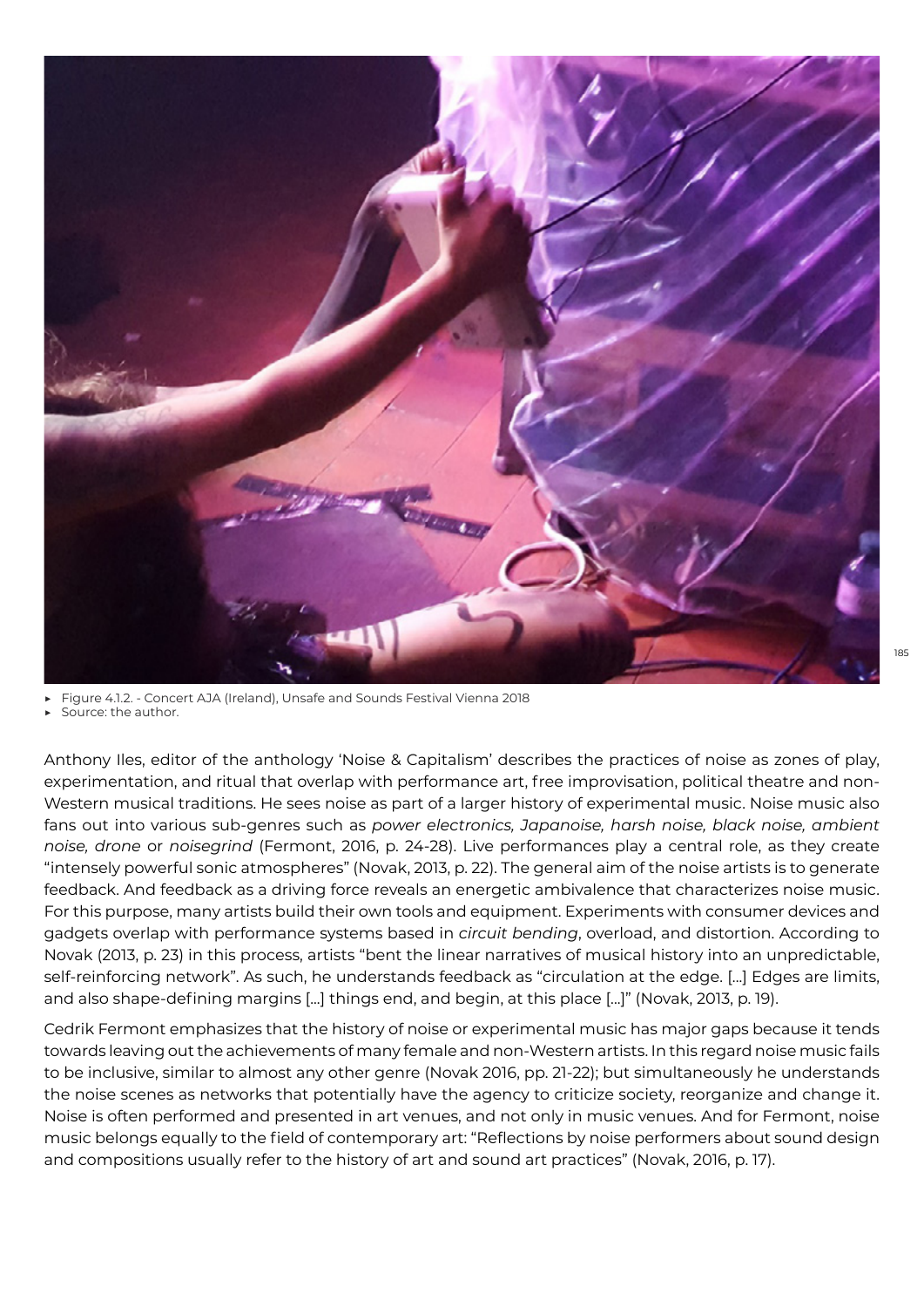- Figure 4.1.2. - Concert AJA (Ireland), Unsafe and Sounds Festival Vienna 2018
- Source: the author.

Anthony Iles, editor of the anthology 'Noise & Capitalism' describes the practices of noise as zones of play, experimentation, and ritual that overlap with performance art, free improvisation, political theatre and non-Western musical traditions. He sees noise as part of a larger history of experimental music. Noise music also fans out into various sub-genres such as *power electronics, Japanoise, harsh noise, black noise, ambient noise, drone* or *noisegrind* (Fermont, 2016, p. 24-28). Live performances play a central role, as they create "intensely powerful sonic atmospheres" (Novak, 2013, p. 22). The general aim of the noise artists is to generate feedback. And feedback as a driving force reveals an energetic ambivalence that characterizes noise music. For this purpose, many artists build their own tools and equipment. Experiments with consumer devices and gadgets overlap with performance systems based in *circuit bending*, overload, and distortion. According to Novak (2013, p. 23) in this process, artists "bent the linear narratives of musical history into an unpredictable, self-reinforcing network". As such, he understands feedback as "circulation at the edge. [...] Edges are limits, and also shape-defining margins [...] things end, and begin, at this place [...]" (Novak, 2013, p. 19).

Cedrik Fermont emphasizes that the history of noise or experimental music has major gaps because it tends towards leaving out the achievements of many female and non-Western artists. In this regard noise music fails to be inclusive, similar to almost any other genre (Novak 2016, pp. 21-22); but simultaneously he understands the noise scenes as networks that potentially have the agency to criticize society, reorganize and change it. Noise is often performed and presented in art venues, and not only in music venues. And for Fermont, noise music belongs equally to the field of contemporary art: "Reflections by noise performers about sound design and compositions usually refer to the history of art and sound art practices" (Novak, 2016, p. 17).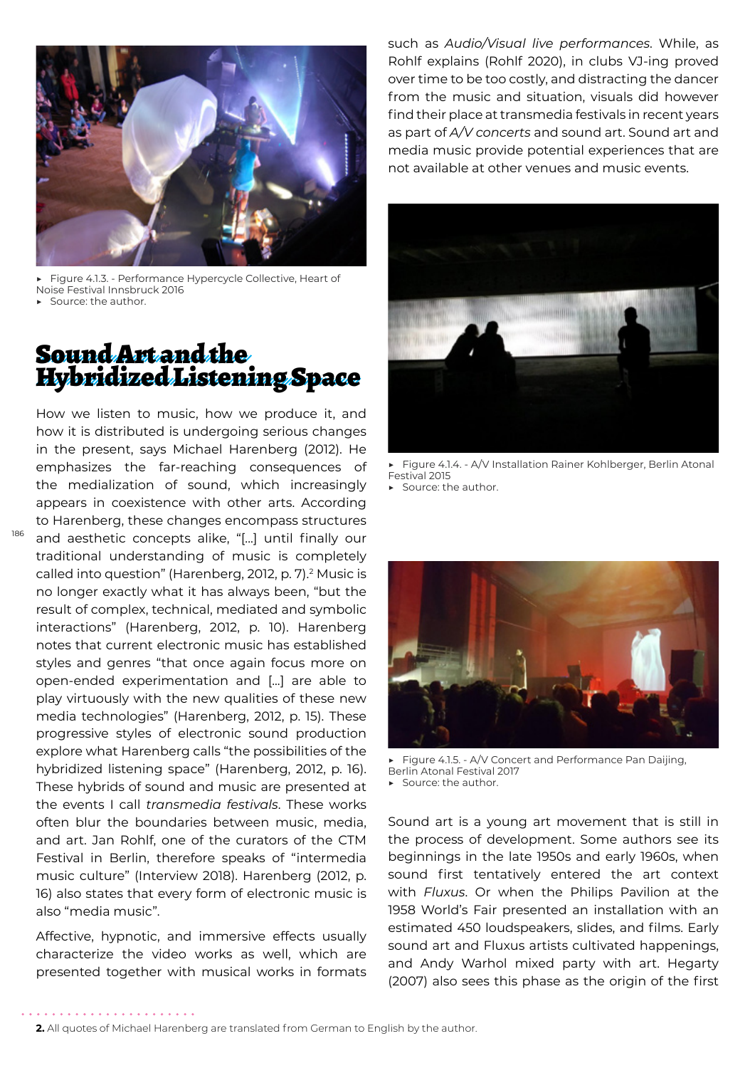▸ Figure 4.1.3. - Performance Hypercycle Collective, Heart of Noise Festival Innsbruck 2016
▸ Source: the author.

## Sound Art and the Hybridized Listening Space

How we listen to music, how we produce it, and how it is distributed is undergoing serious changes in the present, says Michael Harenberg (2012). He emphasizes the far-reaching consequences of the medialization of sound, which increasingly appears in coexistence with other arts. According to Harenberg, these changes encompass structures and aesthetic concepts alike, "[...] until finally our traditional understanding of music is completely called into question" (Harenberg, 2012, p. 7).[2] Music is no longer exactly what it has always been, "but the result of complex, technical, mediated and symbolic interactions" (Harenberg, 2012, p. 10). Harenberg notes that current electronic music has established styles and genres "that once again focus more on open-ended experimentation and [...] are able to play virtuously with the new qualities of these new media technologies" (Harenberg, 2012, p. 15). These progressive styles of electronic sound production explore what Harenberg calls "the possibilities of the hybridized listening space" (Harenberg, 2012, p. 16). These hybrids of sound and music are presented at the events I call *transmedia festivals*. These works often blur the boundaries between music, media, and art. Jan Rohlf, one of the curators of the CTM Festival in Berlin, therefore speaks of "intermedia music culture" (Interview 2018). Harenberg (2012, p. 16) also states that every form of electronic music is also "media music".

Affective, hypnotic, and immersive effects usually characterize the video works as well, which are presented together with musical works in formats such as *Audio/Visual live performances*. While, as Rohlf explains (Rohlf 2020), in clubs VJ-ing proved over time to be too costly, and distracting the dancer from the music and situation, visuals did however find their place at transmedia festivals in recent years as part of *A/V concerts* and sound art. Sound art and media music provide potential experiences that are not available at other venues and music events.

▸ Figure 4.1.4. - A/V Installation Rainer Kohlberger, Berlin Atonal Festival 2015
▸ Source: the author.

▸ Figure 4.1.5. - A/V Concert and Performance Pan Daijing, Berlin Atonal Festival 2017
▸ Source: the author.

Sound art is a young art movement that is still in the process of development. Some authors see its beginnings in the late 1950s and early 1960s, when sound first tentatively entered the art context with *Fluxus*. Or when the Philips Pavilion at the 1958 World's Fair presented an installation with an estimated 450 loudspeakers, slides, and films. Early sound art and Fluxus artists cultivated happenings, and Andy Warhol mixed party with art. Hegarty (2007) also sees this phase as the origin of the first

**2.** All quotes of Michael Harenberg are translated from German to English by the author.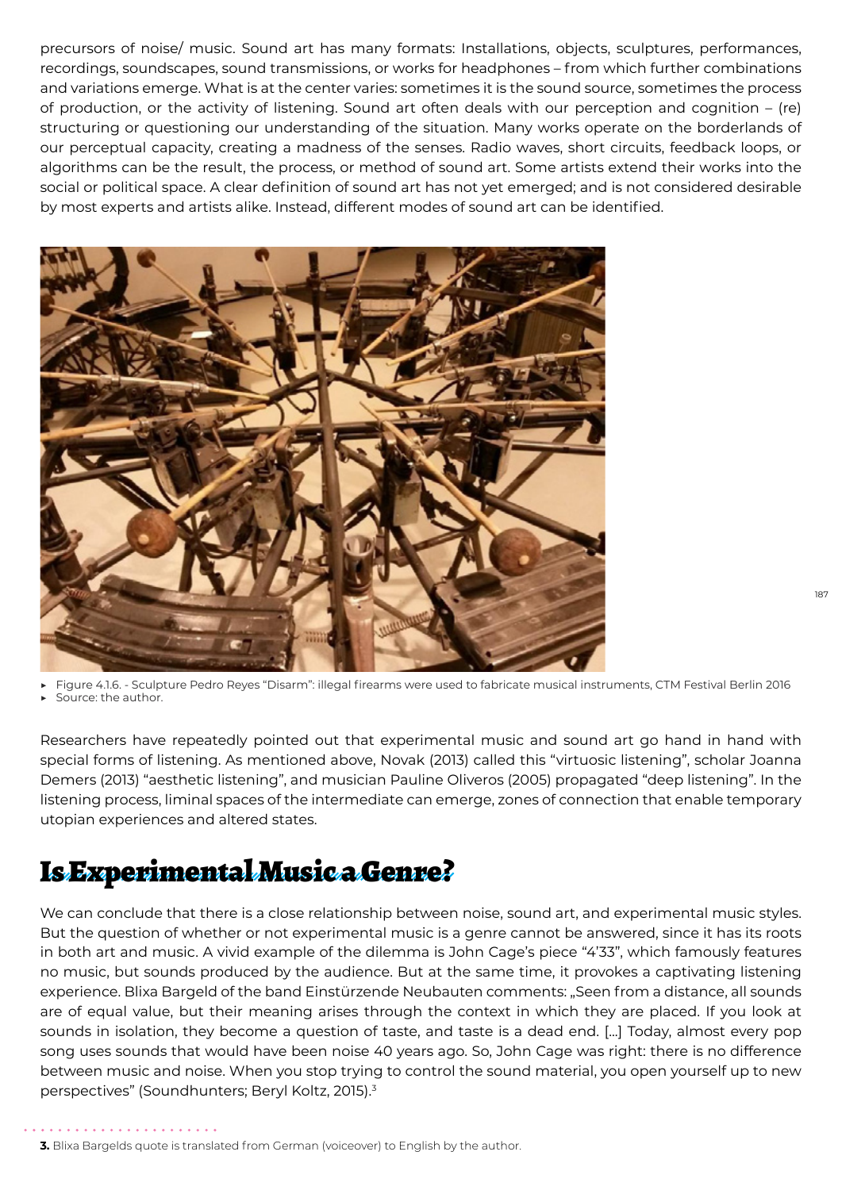precursors of noise/ music. Sound art has many formats: Installations, objects, sculptures, performances, recordings, soundscapes, sound transmissions, or works for headphones – from which further combinations and variations emerge. What is at the center varies: sometimes it is the sound source, sometimes the process of production, or the activity of listening. Sound art often deals with our perception and cognition – (re) structuring or questioning our understanding of the situation. Many works operate on the borderlands of our perceptual capacity, creating a madness of the senses. Radio waves, short circuits, feedback loops, or algorithms can be the result, the process, or method of sound art. Some artists extend their works into the social or political space. A clear definition of sound art has not yet emerged; and is not considered desirable by most experts and artists alike. Instead, different modes of sound art can be identified.

- Figure 4.1.6. - Sculpture Pedro Reyes "Disarm": illegal firearms were used to fabricate musical instruments, CTM Festival Berlin 2016
- Source: the author.

Researchers have repeatedly pointed out that experimental music and sound art go hand in hand with special forms of listening. As mentioned above, Novak (2013) called this "virtuosic listening", scholar Joanna Demers (2013) "aesthetic listening", and musician Pauline Oliveros (2005) propagated "deep listening". In the listening process, liminal spaces of the intermediate can emerge, zones of connection that enable temporary utopian experiences and altered states.

## Is Experimental Music a Genre?

We can conclude that there is a close relationship between noise, sound art, and experimental music styles. But the question of whether or not experimental music is a genre cannot be answered, since it has its roots in both art and music. A vivid example of the dilemma is John Cage's piece "4'33", which famously features no music, but sounds produced by the audience. But at the same time, it provokes a captivating listening experience. Blixa Bargeld of the band Einstürzende Neubauten comments: „Seen from a distance, all sounds are of equal value, but their meaning arises through the context in which they are placed. If you look at sounds in isolation, they become a question of taste, and taste is a dead end. [...] Today, almost every pop song uses sounds that would have been noise 40 years ago. So, John Cage was right: there is no difference between music and noise. When you stop trying to control the sound material, you open yourself up to new perspectives" (Soundhunters; Beryl Koltz, 2015).[3]

**3.** Blixa Bargelds quote is translated from German (voiceover) to English by the author.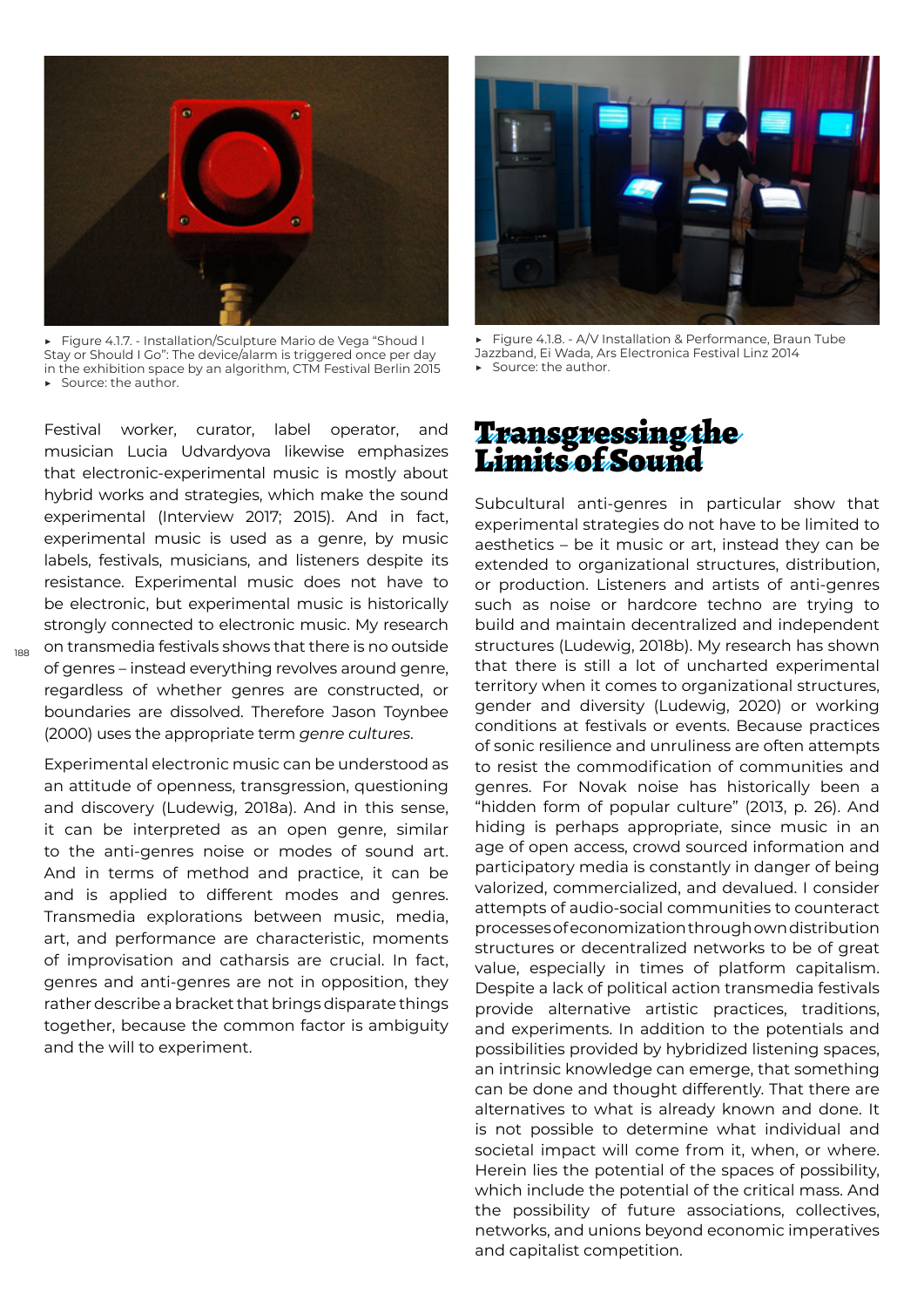▸ Figure 4.1.7. - Installation/Sculpture Mario de Vega "Shoud I Stay or Should I Go": The device/alarm is triggered once per day in the exhibition space by an algorithm, CTM Festival Berlin 2015
▸ Source: the author.

▸ Figure 4.1.8. - A/V Installation & Performance, Braun Tube Jazzband, Ei Wada, Ars Electronica Festival Linz 2014
▸ Source: the author.

Festival worker, curator, label operator, and musician Lucia Udvardyova likewise emphasizes that electronic-experimental music is mostly about hybrid works and strategies, which make the sound experimental (Interview 2017; 2015). And in fact, experimental music is used as a genre, by music labels, festivals, musicians, and listeners despite its resistance. Experimental music does not have to be electronic, but experimental music is historically strongly connected to electronic music. My research on transmedia festivals shows that there is no outside of genres – instead everything revolves around genre, regardless of whether genres are constructed, or boundaries are dissolved. Therefore Jason Toynbee (2000) uses the appropriate term *genre cultures*.

Experimental electronic music can be understood as an attitude of openness, transgression, questioning and discovery (Ludewig, 2018a). And in this sense, it can be interpreted as an open genre, similar to the anti-genres noise or modes of sound art. And in terms of method and practice, it can be and is applied to different modes and genres. Transmedia explorations between music, media, art, and performance are characteristic, moments of improvisation and catharsis are crucial. In fact, genres and anti-genres are not in opposition, they rather describe a bracket that brings disparate things together, because the common factor is ambiguity and the will to experiment.

## Transgressing the Limits of Sound

Subcultural anti-genres in particular show that experimental strategies do not have to be limited to aesthetics – be it music or art, instead they can be extended to organizational structures, distribution, or production. Listeners and artists of anti-genres such as noise or hardcore techno are trying to build and maintain decentralized and independent structures (Ludewig, 2018b). My research has shown that there is still a lot of uncharted experimental territory when it comes to organizational structures, gender and diversity (Ludewig, 2020) or working conditions at festivals or events. Because practices of sonic resilience and unruliness are often attempts to resist the commodification of communities and genres. For Novak noise has historically been a "hidden form of popular culture" (2013, p. 26). And hiding is perhaps appropriate, since music in an age of open access, crowd sourced information and participatory media is constantly in danger of being valorized, commercialized, and devalued. I consider attempts of audio-social communities to counteract processes of economization through own distribution structures or decentralized networks to be of great value, especially in times of platform capitalism. Despite a lack of political action transmedia festivals provide alternative artistic practices, traditions, and experiments. In addition to the potentials and possibilities provided by hybridized listening spaces, an intrinsic knowledge can emerge, that something can be done and thought differently. That there are alternatives to what is already known and done. It is not possible to determine what individual and societal impact will come from it, when, or where. Herein lies the potential of the spaces of possibility, which include the potential of the critical mass. And the possibility of future associations, collectives, networks, and unions beyond economic imperatives and capitalist competition.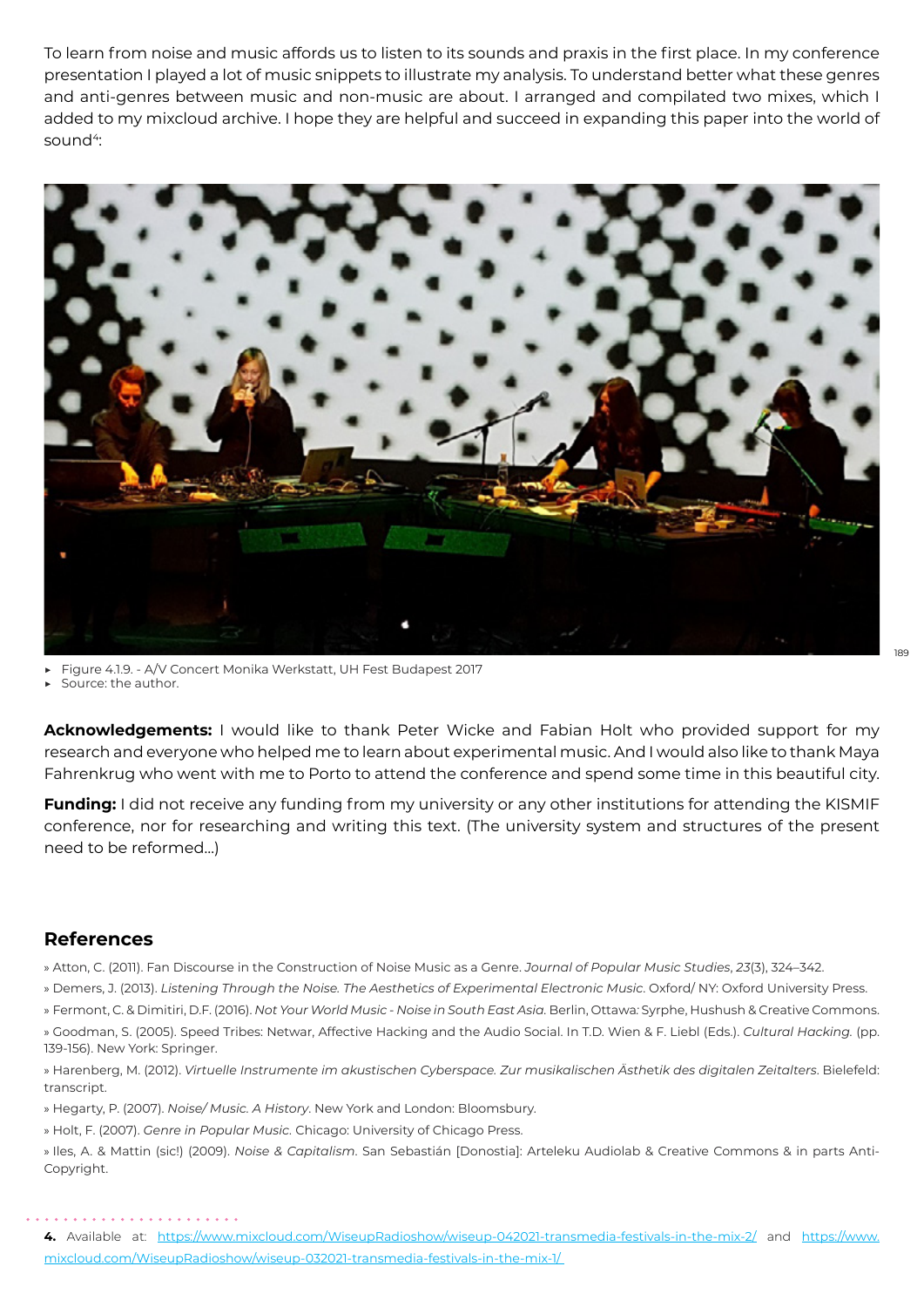To learn from noise and music affords us to listen to its sounds and praxis in the first place. In my conference presentation I played a lot of music snippets to illustrate my analysis. To understand better what these genres and anti-genres between music and non-music are about. I arranged and compilated two mixes, which I added to my mixcloud archive. I hope they are helpful and succeed in expanding this paper into the world of sound[4]:

- Figure 4.1.9. - A/V Concert Monika Werkstatt, UH Fest Budapest 2017
- Source: the author.

**Acknowledgements:** I would like to thank Peter Wicke and Fabian Holt who provided support for my research and everyone who helped me to learn about experimental music. And I would also like to thank Maya Fahrenkrug who went with me to Porto to attend the conference and spend some time in this beautiful city.

**Funding:** I did not receive any funding from my university or any other institutions for attending the KISMIF conference, nor for researching and writing this text. (The university system and structures of the present need to be reformed...)

## References

» Atton, C. (2011). Fan Discourse in the Construction of Noise Music as a Genre. *Journal of Popular Music Studies*, *23*(3), 324–342.

» Demers, J. (2013). *Listening Through the Noise. The Aesthetics of Experimental Electronic Music*. Oxford/ NY: Oxford University Press.

» Fermont, C. & Dimitiri, D.F. (2016). *Not Your World Music - Noise in South East Asia*. Berlin, Ottawa: Syrphe, Hushush & Creative Commons.

» Goodman, S. (2005). Speed Tribes: Netwar, Affective Hacking and the Audio Social. In T.D. Wien & F. Liebl (Eds.). *Cultural Hacking.* (pp. 139-156). New York: Springer.

» Harenberg, M. (2012). *Virtuelle Instrumente im akustischen Cyberspace. Zur musikalischen Ästhetik des digitalen Zeitalters*. Bielefeld: transcript.

» Hegarty, P. (2007). *Noise/ Music. A History*. New York and London: Bloomsbury.

» Holt, F. (2007). *Genre in Popular Music*. Chicago: University of Chicago Press.

» Iles, A. & Mattin (sic!) (2009). *Noise & Capitalism*. San Sebastián [Donostia]: Arteleku Audiolab & Creative Commons & in parts Anti-Copyright.

**4.** Available at: https://www.mixcloud.com/WiseupRadioshow/wiseup-042021-transmedia-festivals-in-the-mix-2/ and https://www.mixcloud.com/WiseupRadioshow/wiseup-032021-transmedia-festivals-in-the-mix-1/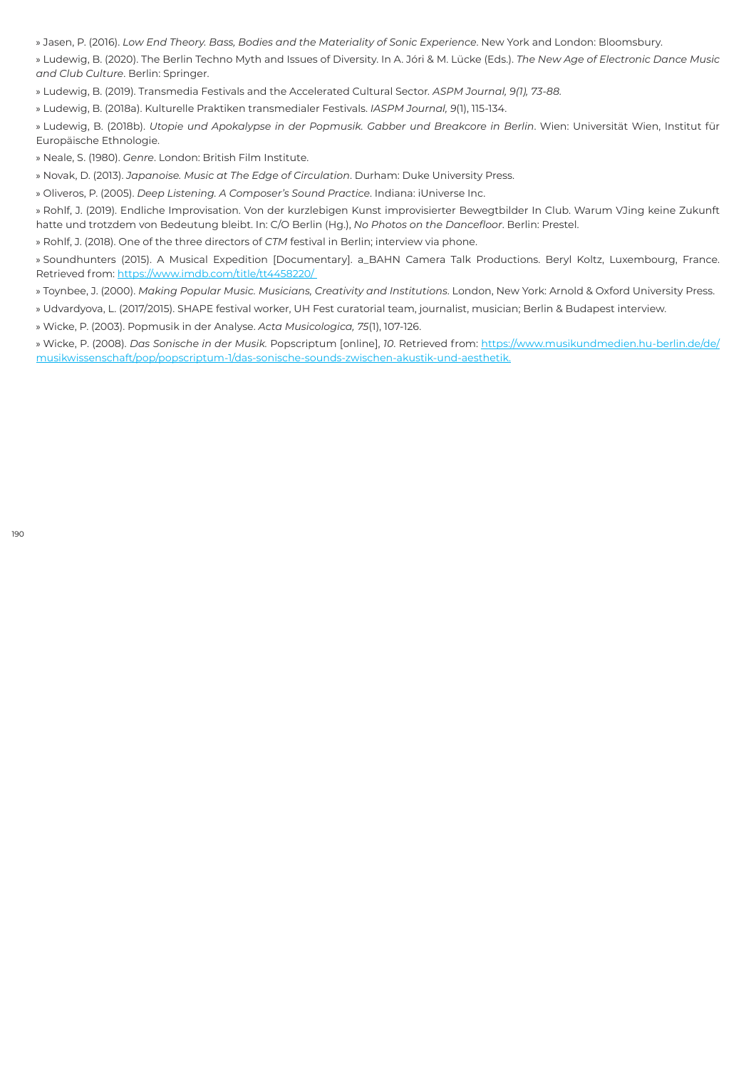» Jasen, P. (2016). *Low End Theory. Bass, Bodies and the Materiality of Sonic Experience*. New York and London: Bloomsbury.

» Ludewig, B. (2020). The Berlin Techno Myth and Issues of Diversity. In A. Jóri & M. Lücke (Eds.). *The New Age of Electronic Dance Music and Club Culture*. Berlin: Springer.

» Ludewig, B. (2019). Transmedia Festivals and the Accelerated Cultural Sector. *ASPM Journal, 9(1), 73-88.*

» Ludewig, B. (2018a). Kulturelle Praktiken transmedialer Festivals. *IASPM Journal, 9*(1), 115-134.

» Ludewig, B. (2018b). *Utopie und Apokalypse in der Popmusik. Gabber und Breakcore in Berlin*. Wien: Universität Wien, Institut für Europäische Ethnologie.

» Neale, S. (1980). *Genre*. London: British Film Institute.

» Novak, D. (2013). *Japanoise. Music at The Edge of Circulation*. Durham: Duke University Press.

» Oliveros, P. (2005). *Deep Listening. A Composer's Sound Practice*. Indiana: iUniverse Inc.

» Rohlf, J. (2019). Endliche Improvisation. Von der kurzlebigen Kunst improvisierter Bewegtbilder In Club. Warum VJing keine Zukunft hatte und trotzdem von Bedeutung bleibt. In: C/O Berlin (Hg.), *No Photos on the Dancefloor*. Berlin: Prestel.

» Rohlf, J. (2018). One of the three directors of *CTM* festival in Berlin; interview via phone.

» Soundhunters (2015). A Musical Expedition [Documentary]. a_BAHN Camera Talk Productions. Beryl Koltz, Luxembourg, France. Retrieved from: https://www.imdb.com/title/tt4458220/

» Toynbee, J. (2000). *Making Popular Music. Musicians, Creativity and Institutions*. London, New York: Arnold & Oxford University Press.

» Udvardyova, L. (2017/2015). SHAPE festival worker, UH Fest curatorial team, journalist, musician; Berlin & Budapest interview.

» Wicke, P. (2003). Popmusik in der Analyse. *Acta Musicologica, 75*(1), 107-126.

» Wicke, P. (2008). *Das Sonische in der Musik.* Popscriptum [online], *10*. Retrieved from: https://www.musikundmedien.hu-berlin.de/de/musikwissenschaft/pop/popscriptum-1/das-sonische-sounds-zwischen-akustik-und-aesthetik.